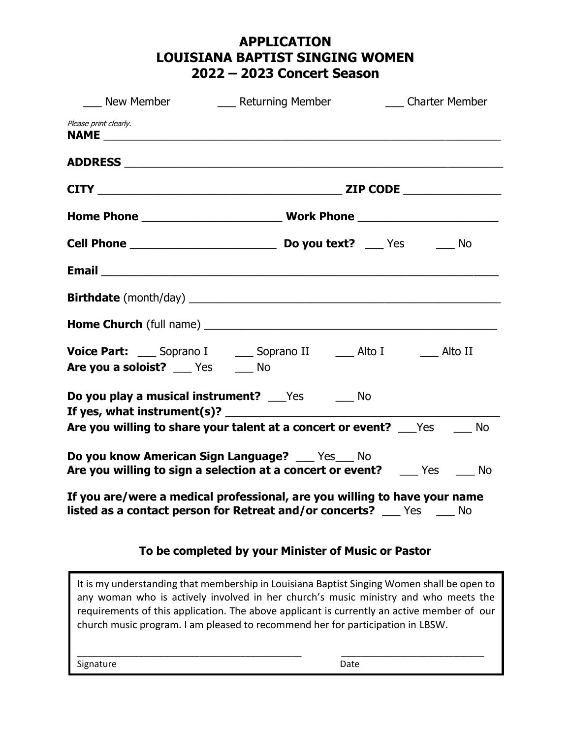# APPLICATION
# LOUISIANA BAPTIST SINGING WOMEN
# 2022 – 2023 Concert Season

___ New Member ___ Returning Member ___ Charter Member

*Please print clearly.*

**NAME** ________________________________________________

**ADDRESS** ________________________________________________

**CITY** ______________________________ **ZIP CODE** ______________

**Home Phone** ____________________ **Work Phone** ____________________

**Cell Phone** ____________________ **Do you text?** ___ Yes ___ No

**Email** ________________________________________________

**Birthdate** (month/day) ________________________________________

**Home Church** (full name) ______________________________________

**Voice Part:** ___ Soprano I ___ Soprano II ___ Alto I ___ Alto II

**Are you a soloist?** ___ Yes ___ No

**Do you play a musical instrument?** ___Yes ___ No

**If yes, what instrument(s)?** ________________________________

**Are you willing to share your talent at a concert or event?** ___Yes ___ No

**Do you know American Sign Language?** ___ Yes___ No

**Are you willing to sign a selection at a concert or event?** ___ Yes ___ No

**If you are/were a medical professional, are you willing to have your name listed as a contact person for Retreat and/or concerts?** ___ Yes ___ No

### To be completed by your Minister of Music or Pastor

It is my understanding that membership in Louisiana Baptist Singing Women shall be open to any woman who is actively involved in her church's music ministry and who meets the requirements of this application. The above applicant is currently an active member of our church music program. I am pleased to recommend her for participation in LBSW.

________________________________ ____________________

Signature Date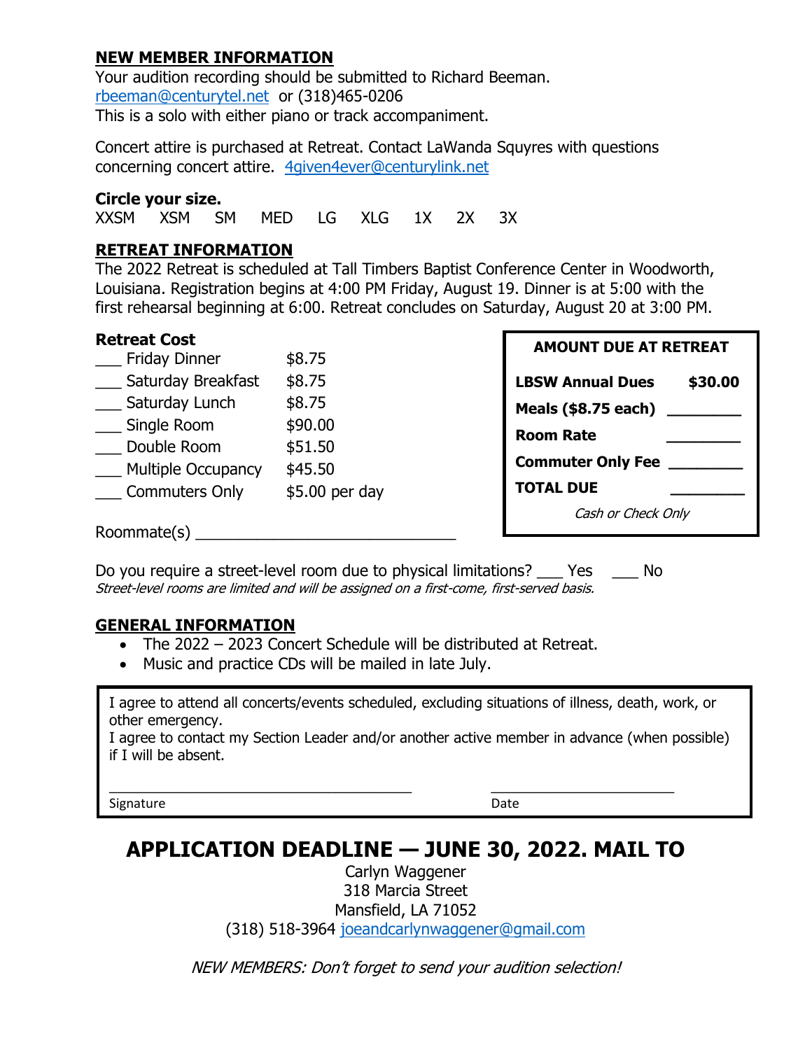## NEW MEMBER INFORMATION

Your audition recording should be submitted to Richard Beeman.
rbeeman@centurytel.net or (318)465-0206
This is a solo with either piano or track accompaniment.

Concert attire is purchased at Retreat. Contact LaWanda Squyres with questions concerning concert attire. 4given4ever@centurylink.net

**Circle your size.**

XXSM XSM SM MED LG XLG 1X 2X 3X

## RETREAT INFORMATION

The 2022 Retreat is scheduled at Tall Timbers Baptist Conference Center in Woodworth, Louisiana. Registration begins at 4:00 PM Friday, August 19. Dinner is at 5:00 with the first rehearsal beginning at 6:00. Retreat concludes on Saturday, August 20 at 3:00 PM.

**Retreat Cost**

| | |
|---|---|
| ___ Friday Dinner | $8.75 |
| ___ Saturday Breakfast | $8.75 |
| ___ Saturday Lunch | $8.75 |
| ___ Single Room | $90.00 |
| ___ Double Room | $51.50 |
| ___ Multiple Occupancy | $45.50 |
| ___ Commuters Only | $5.00 per day |

**AMOUNT DUE AT RETREAT**

| | |
|---|---|
| **LBSW Annual Dues** | **$30.00** |
| **Meals ($8.75 each)** | ________ |
| **Room Rate** | ________ |
| **Commuter Only Fee** | ________ |
| **TOTAL DUE** | ________ |

*Cash or Check Only*

Roommate(s) ______________________________

Do you require a street-level room due to physical limitations? ___ Yes ___ No
*Street-level rooms are limited and will be assigned on a first-come, first-served basis.*

## GENERAL INFORMATION

- The 2022 – 2023 Concert Schedule will be distributed at Retreat.
- Music and practice CDs will be mailed in late July.

I agree to attend all concerts/events scheduled, excluding situations of illness, death, work, or other emergency.
I agree to contact my Section Leader and/or another active member in advance (when possible) if I will be absent.

______________________________ ______________________
Signature Date

## APPLICATION DEADLINE — JUNE 30, 2022. MAIL TO

Carlyn Waggener
318 Marcia Street
Mansfield, LA 71052
(318) 518-3964 joeandcarlynwaggener@gmail.com

*NEW MEMBERS: Don't forget to send your audition selection!*